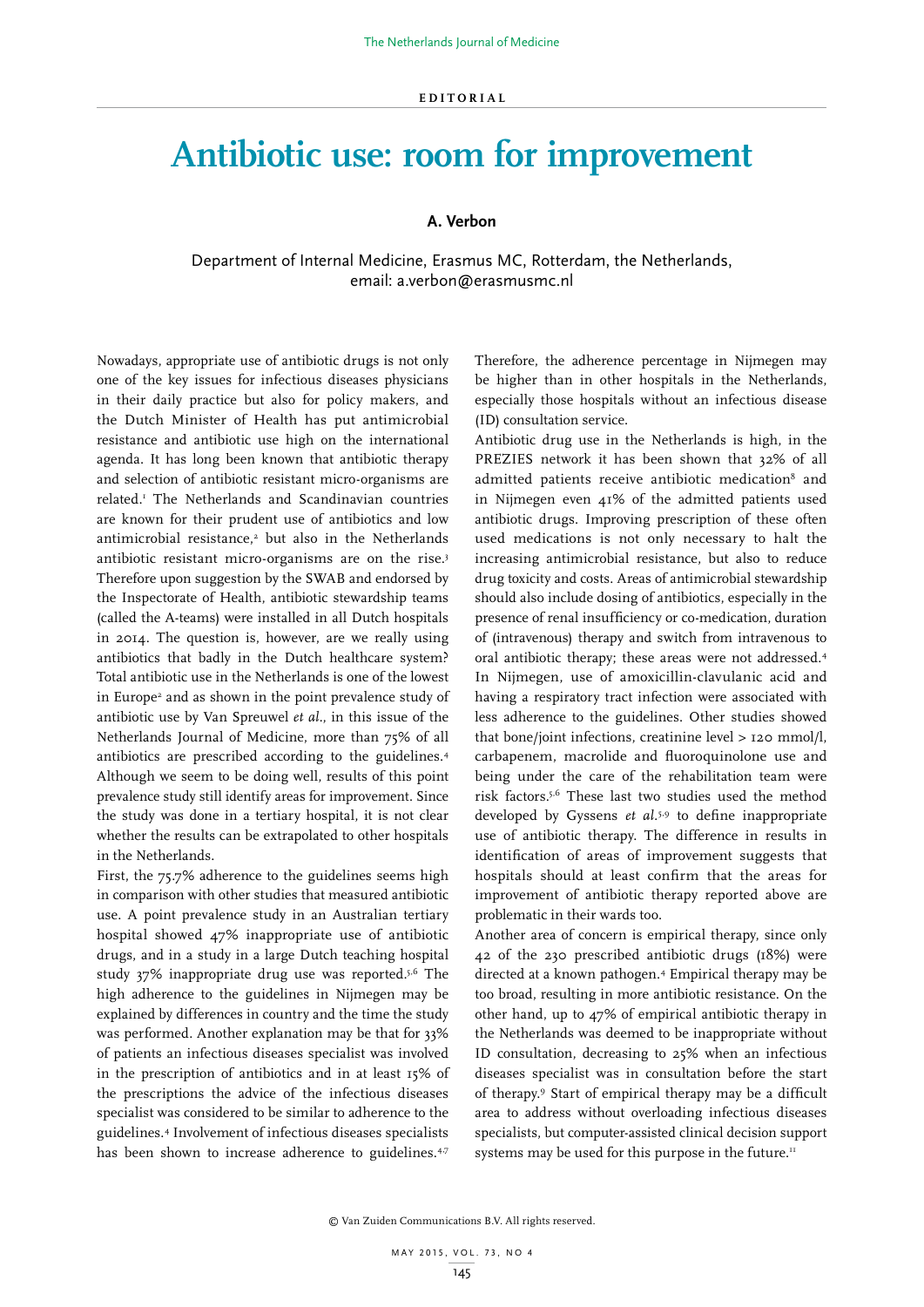EDITORIAL

# Antibiotic use: room for improvement

**A. Verbon**

Department of Internal Medicine, Erasmus MC, Rotterdam, the Netherlands, email: a.verbon@erasmusmc.nl

Nowadays, appropriate use of antibiotic drugs is not only one of the key issues for infectious diseases physicians in their daily practice but also for policy makers, and the Dutch Minister of Health has put antimicrobial resistance and antibiotic use high on the international agenda. It has long been known that antibiotic therapy and selection of antibiotic resistant micro-organisms are related.[1] The Netherlands and Scandinavian countries are known for their prudent use of antibiotics and low antimicrobial resistance,[2] but also in the Netherlands antibiotic resistant micro-organisms are on the rise.[3] Therefore upon suggestion by the SWAB and endorsed by the Inspectorate of Health, antibiotic stewardship teams (called the A-teams) were installed in all Dutch hospitals in 2014. The question is, however, are we really using antibiotics that badly in the Dutch healthcare system? Total antibiotic use in the Netherlands is one of the lowest in Europe[2] and as shown in the point prevalence study of antibiotic use by Van Spreuwel *et al.*, in this issue of the Netherlands Journal of Medicine, more than 75% of all antibiotics are prescribed according to the guidelines.[4] Although we seem to be doing well, results of this point prevalence study still identify areas for improvement. Since the study was done in a tertiary hospital, it is not clear whether the results can be extrapolated to other hospitals in the Netherlands.

First, the 75.7% adherence to the guidelines seems high in comparison with other studies that measured antibiotic use. A point prevalence study in an Australian tertiary hospital showed 47% inappropriate use of antibiotic drugs, and in a study in a large Dutch teaching hospital study 37% inappropriate drug use was reported.[5,6] The high adherence to the guidelines in Nijmegen may be explained by differences in country and the time the study was performed. Another explanation may be that for 33% of patients an infectious diseases specialist was involved in the prescription of antibiotics and in at least 15% of the prescriptions the advice of the infectious diseases specialist was considered to be similar to adherence to the guidelines.[4] Involvement of infectious diseases specialists has been shown to increase adherence to guidelines.[4,7] Therefore, the adherence percentage in Nijmegen may be higher than in other hospitals in the Netherlands, especially those hospitals without an infectious disease (ID) consultation service.

Antibiotic drug use in the Netherlands is high, in the PREZIES network it has been shown that 32% of all admitted patients receive antibiotic medication[8] and in Nijmegen even 41% of the admitted patients used antibiotic drugs. Improving prescription of these often used medications is not only necessary to halt the increasing antimicrobial resistance, but also to reduce drug toxicity and costs. Areas of antimicrobial stewardship should also include dosing of antibiotics, especially in the presence of renal insufficiency or co-medication, duration of (intravenous) therapy and switch from intravenous to oral antibiotic therapy; these areas were not addressed.[4] In Nijmegen, use of amoxicillin-clavulanic acid and having a respiratory tract infection were associated with less adherence to the guidelines. Other studies showed that bone/joint infections, creatinine level > 120 mmol/l, carbapenem, macrolide and fluoroquinolone use and being under the care of the rehabilitation team were risk factors.[5,6] These last two studies used the method developed by Gyssens *et al.*[5,9] to define inappropriate use of antibiotic therapy. The difference in results in identification of areas of improvement suggests that hospitals should at least confirm that the areas for improvement of antibiotic therapy reported above are problematic in their wards too.

Another area of concern is empirical therapy, since only 42 of the 230 prescribed antibiotic drugs (18%) were directed at a known pathogen.[4] Empirical therapy may be too broad, resulting in more antibiotic resistance. On the other hand, up to 47% of empirical antibiotic therapy in the Netherlands was deemed to be inappropriate without ID consultation, decreasing to 25% when an infectious diseases specialist was in consultation before the start of therapy.[9] Start of empirical therapy may be a difficult area to address without overloading infectious diseases specialists, but computer-assisted clinical decision support systems may be used for this purpose in the future.[11]

© Van Zuiden Communications B.V. All rights reserved.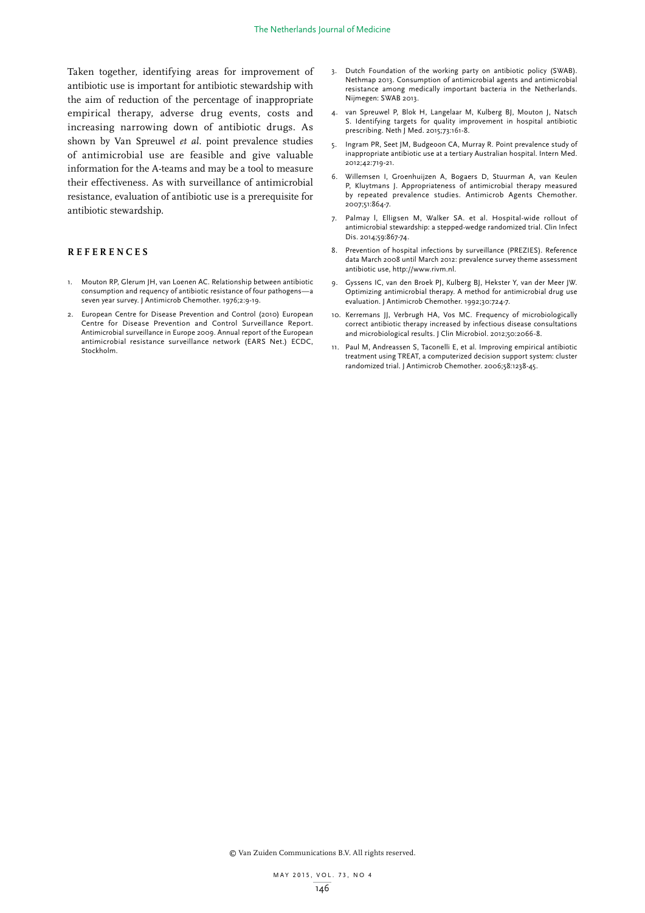Taken together, identifying areas for improvement of antibiotic use is important for antibiotic stewardship with the aim of reduction of the percentage of inappropriate empirical therapy, adverse drug events, costs and increasing narrowing down of antibiotic drugs. As shown by Van Spreuwel *et al.* point prevalence studies of antimicrobial use are feasible and give valuable information for the A-teams and may be a tool to measure their effectiveness. As with surveillance of antimicrobial resistance, evaluation of antibiotic use is a prerequisite for antibiotic stewardship.

## REFERENCES

1. Mouton RP, Glerum JH, van Loenen AC. Relationship between antibiotic consumption and requency of antibiotic resistance of four pathogens—a seven year survey. J Antimicrob Chemother. 1976;2:9-19.
2. European Centre for Disease Prevention and Control (2010) European Centre for Disease Prevention and Control Surveillance Report. Antimicrobial surveillance in Europe 2009. Annual report of the European antimicrobial resistance surveillance network (EARS Net.) ECDC, Stockholm.
3. Dutch Foundation of the working party on antibiotic policy (SWAB). Nethmap 2013. Consumption of antimicrobial agents and antimicrobial resistance among medically important bacteria in the Netherlands. Nijmegen: SWAB 2013.
4. van Spreuwel P, Blok H, Langelaar M, Kulberg BJ, Mouton J, Natsch S. Identifying targets for quality improvement in hospital antibiotic prescribing. Neth J Med. 2015;73:161-8.
5. Ingram PR, Seet JM, Budgeoon CA, Murray R. Point prevalence study of inappropriate antibiotic use at a tertiary Australian hospital. Intern Med. 2012;42:719-21.
6. Willemsen I, Groenhuijzen A, Bogaers D, Stuurman A, van Keulen P, Kluytmans J. Appropriateness of antimicrobial therapy measured by repeated prevalence studies. Antimicrob Agents Chemother. 2007;51:864-7.
7. Palmay l, Elligsen M, Walker SA. et al. Hospital-wide rollout of antimicrobial stewardship: a stepped-wedge randomized trial. Clin Infect Dis. 2014;59:867-74.
8. Prevention of hospital infections by surveillance (PREZIES). Reference data March 2008 until March 2012: prevalence survey theme assessment antibiotic use, http://www.rivm.nl.
9. Gyssens IC, van den Broek PJ, Kulberg BJ, Hekster Y, van der Meer JW. Optimizing antimicrobial therapy. A method for antimicrobial drug use evaluation. J Antimicrob Chemother. 1992;30:724-7.
10. Kerremans JJ, Verbrugh HA, Vos MC. Frequency of microbiologically correct antibiotic therapy increased by infectious disease consultations and microbiological results. J Clin Microbiol. 2012;50:2066-8.
11. Paul M, Andreassen S, Taconelli E, et al. Improving empirical antibiotic treatment using TREAT, a computerized decision support system: cluster randomized trial. J Antimicrob Chemother. 2006;58:1238-45.